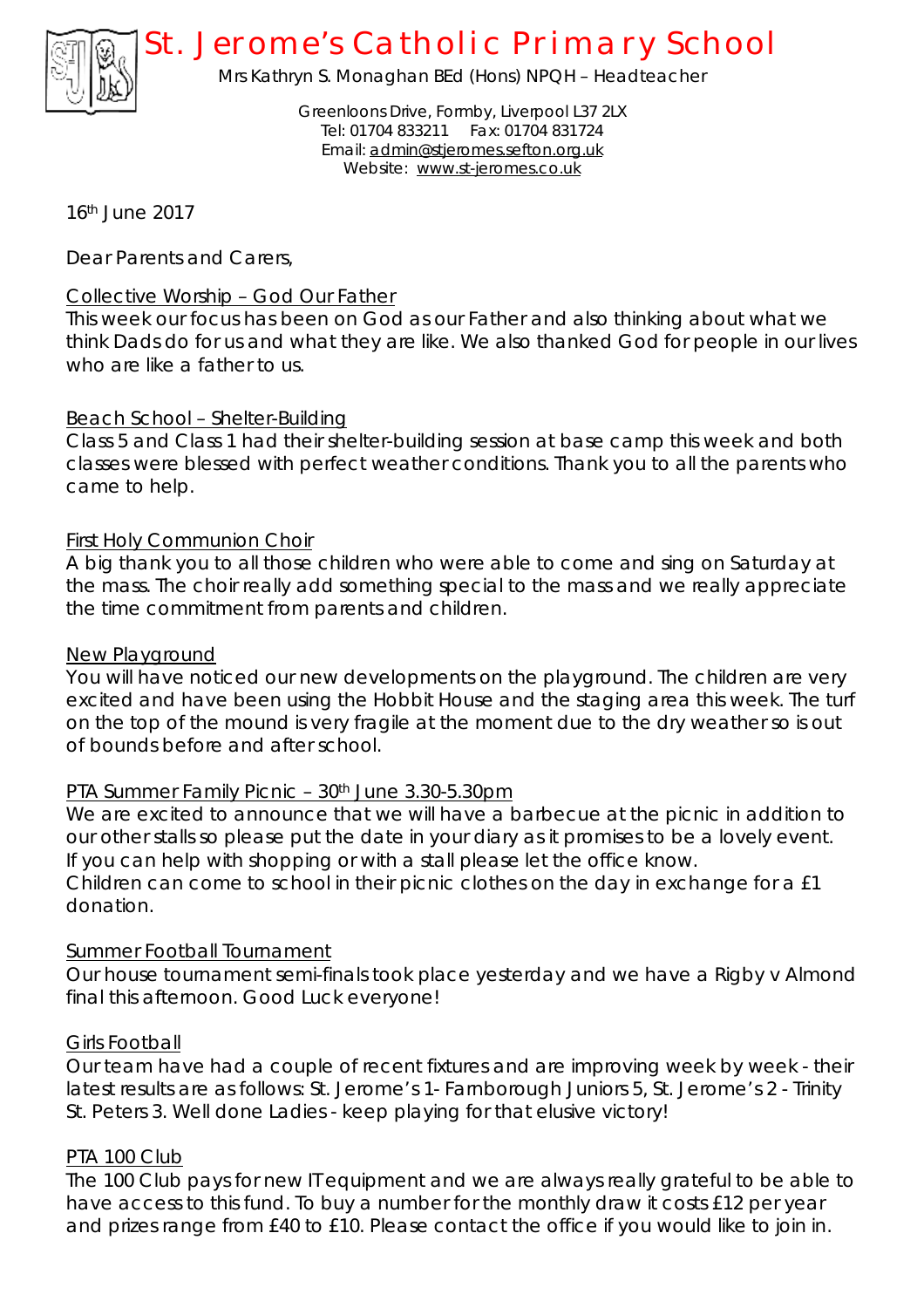# St. Jerome's Catholic Primary School

Mrs Kathryn S. Monaghan BEd (Hons) NPQH – Headteacher

Greenloons Drive, Formby, Liverpool L37 2LX
Tel: 01704 833211 Fax: 01704 831724
Email: admin@stjeromes.sefton.org.uk
Website: www.st-jeromes.co.uk

16th June 2017

Dear Parents and Carers,

## Collective Worship – God Our Father

This week our focus has been on God as our Father and also thinking about what we think Dads do for us and what they are like. We also thanked God for people in our lives who are like a father to us.

## Beach School – Shelter-Building

Class 5 and Class 1 had their shelter-building session at base camp this week and both classes were blessed with perfect weather conditions. Thank you to all the parents who came to help.

## First Holy Communion Choir

A big thank you to all those children who were able to come and sing on Saturday at the mass. The choir really add something special to the mass and we really appreciate the time commitment from parents and children.

## New Playground

You will have noticed our new developments on the playground. The children are very excited and have been using the Hobbit House and the staging area this week. The turf on the top of the mound is very fragile at the moment due to the dry weather so is out of bounds before and after school.

## PTA Summer Family Picnic – 30th June 3.30-5.30pm

We are excited to announce that we will have a barbecue at the picnic in addition to our other stalls so please put the date in your diary as it promises to be a lovely event. If you can help with shopping or with a stall please let the office know.
Children can come to school in their picnic clothes on the day in exchange for a £1 donation.

## Summer Football Tournament

Our house tournament semi-finals took place yesterday and we have a Rigby v Almond final this afternoon. Good Luck everyone!

## Girls Football

Our team have had a couple of recent fixtures and are improving week by week - their latest results are as follows: St. Jerome's 1- Farnborough Juniors 5, St. Jerome's 2 - Trinity St. Peters 3. Well done Ladies - keep playing for that elusive victory!

## PTA 100 Club

The 100 Club pays for new IT equipment and we are always really grateful to be able to have access to this fund. To buy a number for the monthly draw it costs £12 per year and prizes range from £40 to £10. Please contact the office if you would like to join in.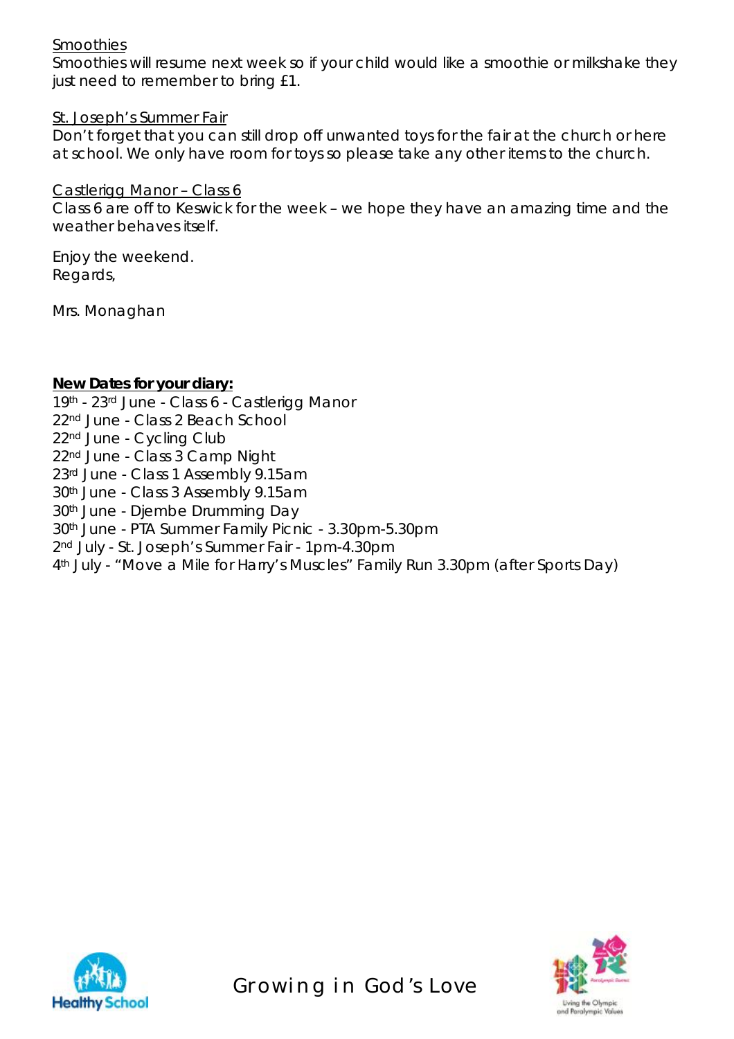Smoothies

Smoothies will resume next week so if your child would like a smoothie or milkshake they just need to remember to bring £1.

St. Joseph's Summer Fair

Don't forget that you can still drop off unwanted toys for the fair at the church or here at school. We only have room for toys so please take any other items to the church.

Castlerigg Manor – Class 6

Class 6 are off to Keswick for the week – we hope they have an amazing time and the weather behaves itself.

Enjoy the weekend.
Regards,

Mrs. Monaghan

**New Dates for your diary:**

19th - 23rd June - Class 6 - Castlerigg Manor
22nd June - Class 2 Beach School
22nd June - Cycling Club
22nd June - Class 3 Camp Night
23rd June - Class 1 Assembly 9.15am
30th June - Class 3 Assembly 9.15am
30th June - Djembe Drumming Day
30th June - PTA Summer Family Picnic - 3.30pm-5.30pm
2nd July - St. Joseph's Summer Fair - 1pm-4.30pm
4th July - "Move a Mile for Harry's Muscles" Family Run 3.30pm (after Sports Day)

Growing in God's Love